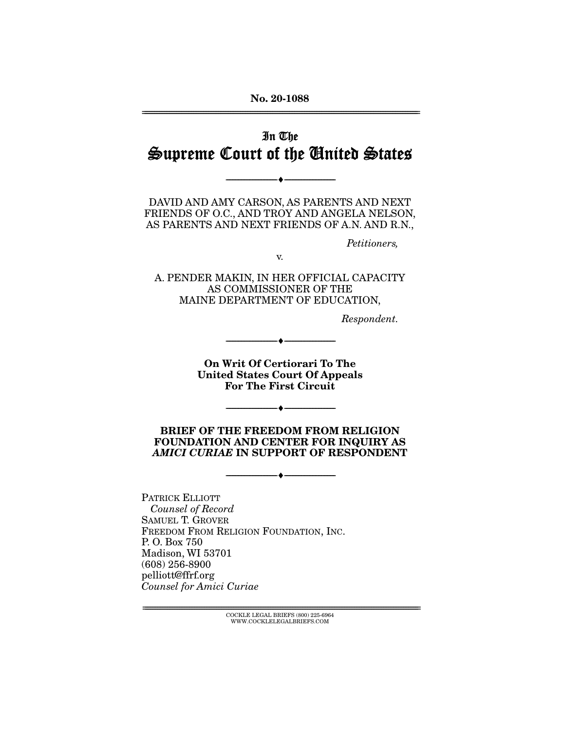No. 20-1088

# In The Supreme Court of the United States

---

DAVID AND AMY CARSON, AS PARENTS AND NEXT FRIENDS OF O.C., AND TROY AND ANGELA NELSON, AS PARENTS AND NEXT FRIENDS OF A.N. AND R.N.,

*Petitioners,*

v.

A. PENDER MAKIN, IN HER OFFICIAL CAPACITY AS COMMISSIONER OF THE MAINE DEPARTMENT OF EDUCATION,

*Respondent.*

---

**On Writ Of Certiorari To The United States Court Of Appeals For The First Circuit**

---

**BRIEF OF THE FREEDOM FROM RELIGION FOUNDATION AND CENTER FOR INQUIRY AS *AMICI CURIAE* IN SUPPORT OF RESPONDENT**

---

PATRICK ELLIOTT
*Counsel of Record*
SAMUEL T. GROVER
FREEDOM FROM RELIGION FOUNDATION, INC.
P. O. Box 750
Madison, WI 53701
(608) 256-8900
pelliott@ffrf.org
*Counsel for Amici Curiae*

COCKLE LEGAL BRIEFS (800) 225-6964
WWW.COCKLELEGALBRIEFS.COM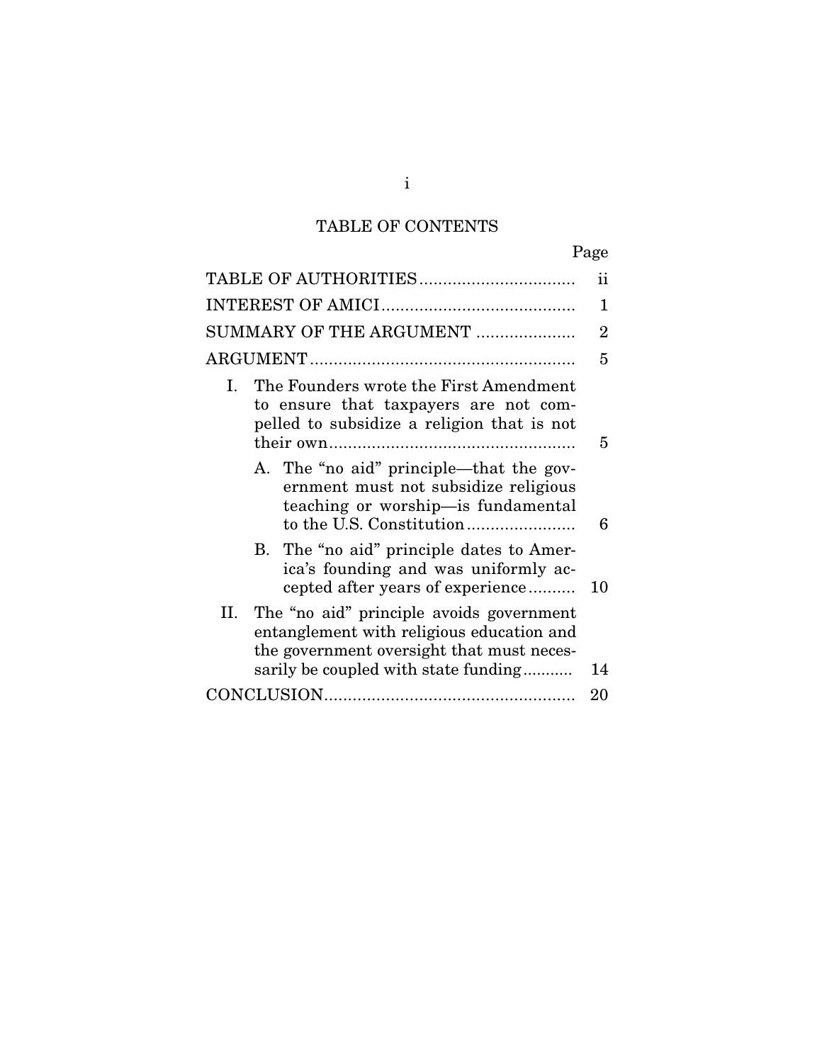# TABLE OF CONTENTS

| | Page |
|---|---|
| TABLE OF AUTHORITIES | ii |
| INTEREST OF AMICI | 1 |
| SUMMARY OF THE ARGUMENT | 2 |
| ARGUMENT | 5 |
| I. The Founders wrote the First Amendment to ensure that taxpayers are not compelled to subsidize a religion that is not their own | 5 |
| A. The "no aid" principle—that the government must not subsidize religious teaching or worship—is fundamental to the U.S. Constitution | 6 |
| B. The "no aid" principle dates to America's founding and was uniformly accepted after years of experience | 10 |
| II. The "no aid" principle avoids government entanglement with religious education and the government oversight that must necessarily be coupled with state funding | 14 |
| CONCLUSION | 20 |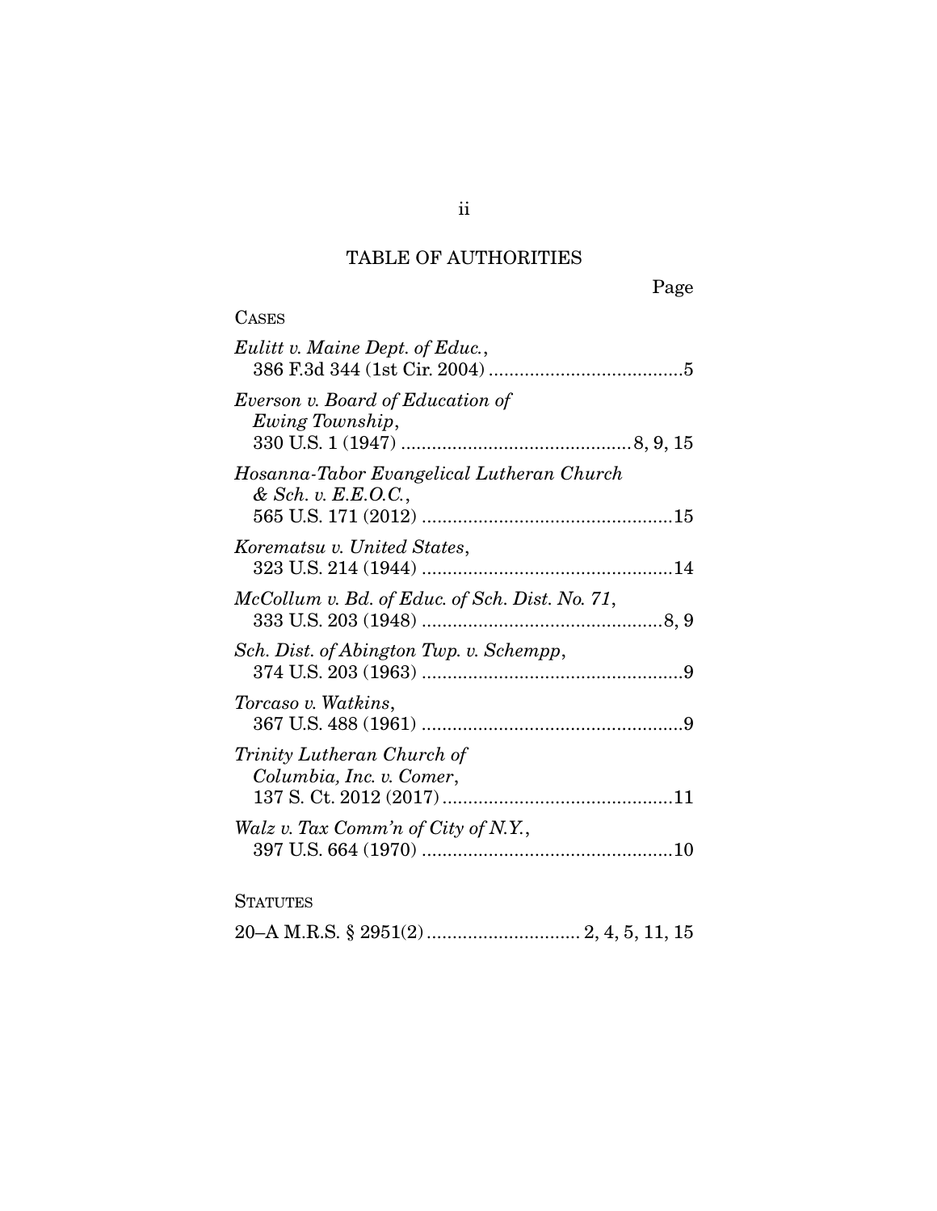# TABLE OF AUTHORITIES

Page

CASES

*Eulitt v. Maine Dept. of Educ.*, 386 F.3d 344 (1st Cir. 2004) .....................................5

*Everson v. Board of Education of Ewing Township*, 330 U.S. 1 (1947) ............................................8, 9, 15

*Hosanna-Tabor Evangelical Lutheran Church & Sch. v. E.E.O.C.*, 565 U.S. 171 (2012) ................................................15

*Korematsu v. United States*, 323 U.S. 214 (1944) ................................................14

*McCollum v. Bd. of Educ. of Sch. Dist. No. 71*, 333 U.S. 203 (1948) ..............................................8, 9

*Sch. Dist. of Abington Twp. v. Schempp*, 374 U.S. 203 (1963) ..................................................9

*Torcaso v. Watkins*, 367 U.S. 488 (1961) ..................................................9

*Trinity Lutheran Church of Columbia, Inc. v. Comer*, 137 S. Ct. 2012 (2017)............................................11

*Walz v. Tax Comm'n of City of N.Y.*, 397 U.S. 664 (1970) ................................................10

STATUTES

20–A M.R.S. § 2951(2)............................. 2, 4, 5, 11, 15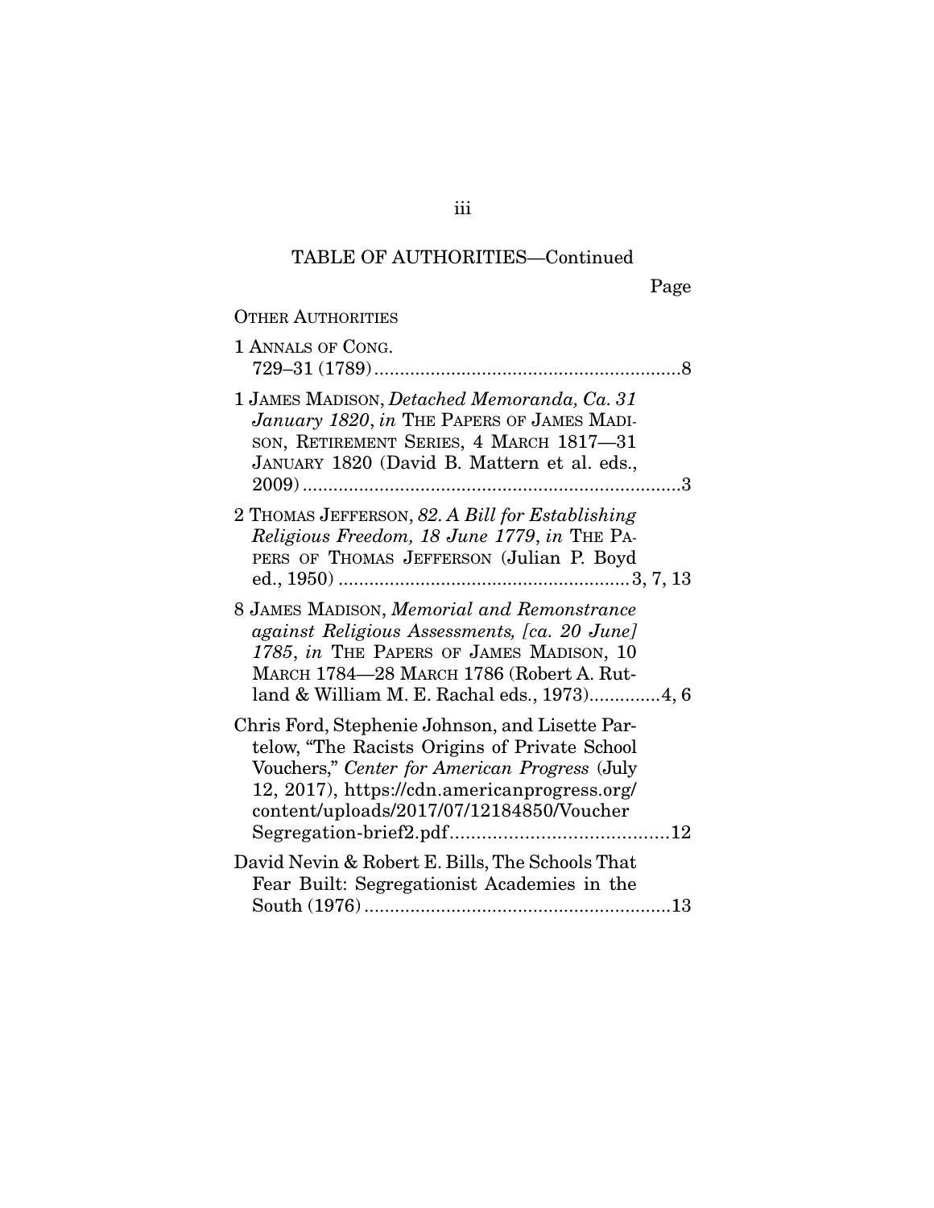TABLE OF AUTHORITIES—Continued

Page

OTHER AUTHORITIES

1 ANNALS OF CONG. 729–31 (1789) ........................................................ 8

1 JAMES MADISON, *Detached Memoranda, Ca. 31 January 1820*, *in* THE PAPERS OF JAMES MADISON, RETIREMENT SERIES, 4 MARCH 1817—31 JANUARY 1820 (David B. Mattern et al. eds., 2009) ........................................................ 3

2 THOMAS JEFFERSON, *82. A Bill for Establishing Religious Freedom, 18 June 1779*, *in* THE PAPERS OF THOMAS JEFFERSON (Julian P. Boyd ed., 1950) ........................................................ 3, 7, 13

8 JAMES MADISON, *Memorial and Remonstrance against Religious Assessments, [ca. 20 June] 1785*, *in* THE PAPERS OF JAMES MADISON, 10 MARCH 1784—28 MARCH 1786 (Robert A. Rutland & William M. E. Rachal eds., 1973).............. 4, 6

Chris Ford, Stephenie Johnson, and Lisette Partelow, "The Racists Origins of Private School Vouchers," *Center for American Progress* (July 12, 2017), https://cdn.americanprogress.org/content/uploads/2017/07/12184850/VoucherSegregation-brief2.pdf........................................ 12

David Nevin & Robert E. Bills, The Schools That Fear Built: Segregationist Academies in the South (1976) ........................................................ 13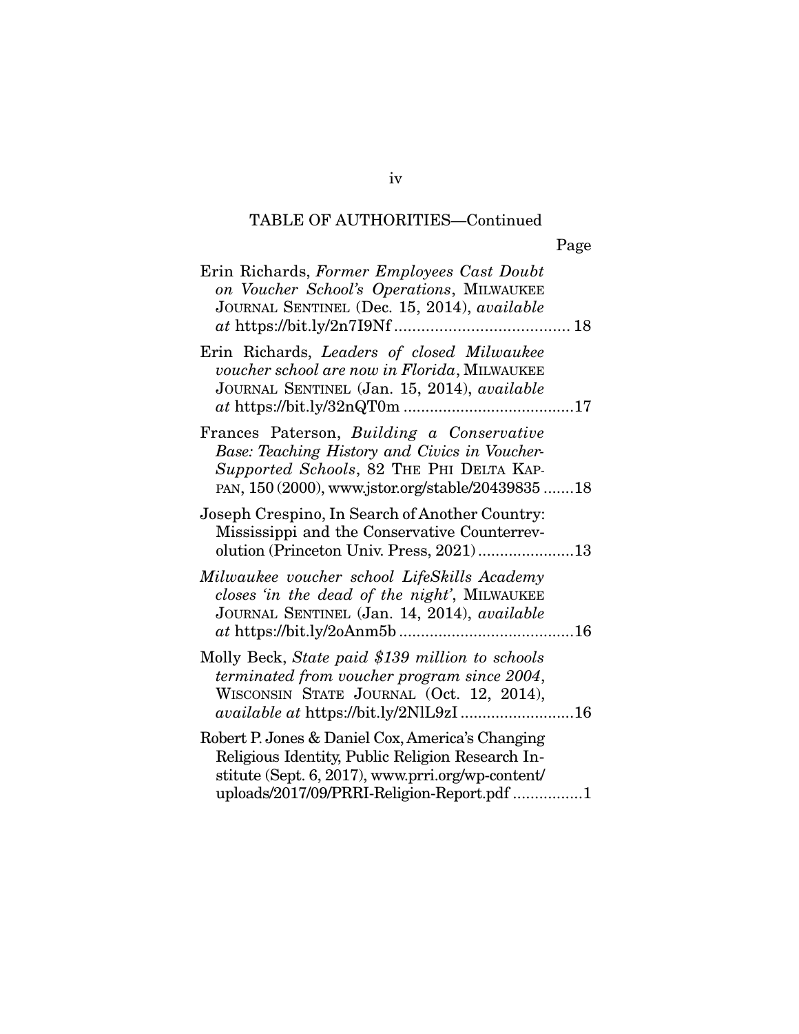TABLE OF AUTHORITIES—Continued

Page

Erin Richards, *Former Employees Cast Doubt on Voucher School's Operations*, MILWAUKEE JOURNAL SENTINEL (Dec. 15, 2014), *available at* https://bit.ly/2n7I9Nf ....................................... 18

Erin Richards, *Leaders of closed Milwaukee voucher school are now in Florida*, MILWAUKEE JOURNAL SENTINEL (Jan. 15, 2014), *available at* https://bit.ly/32nQT0m .......................................17

Frances Paterson, *Building a Conservative Base: Teaching History and Civics in Voucher-Supported Schools*, 82 THE PHI DELTA KAPPAN, 150 (2000), www.jstor.org/stable/20439835 .......18

Joseph Crespino, In Search of Another Country: Mississippi and the Conservative Counterrevolution (Princeton Univ. Press, 2021) ......................13

*Milwaukee voucher school LifeSkills Academy closes 'in the dead of the night'*, MILWAUKEE JOURNAL SENTINEL (Jan. 14, 2014), *available at* https://bit.ly/2oAnm5b ........................................16

Molly Beck, *State paid $139 million to schools terminated from voucher program since 2004*, WISCONSIN STATE JOURNAL (Oct. 12, 2014), *available at* https://bit.ly/2NlL9zI ..........................16

Robert P. Jones & Daniel Cox, America's Changing Religious Identity, Public Religion Research Institute (Sept. 6, 2017), www.prri.org/wp-content/uploads/2017/09/PRRI-Religion-Report.pdf ................1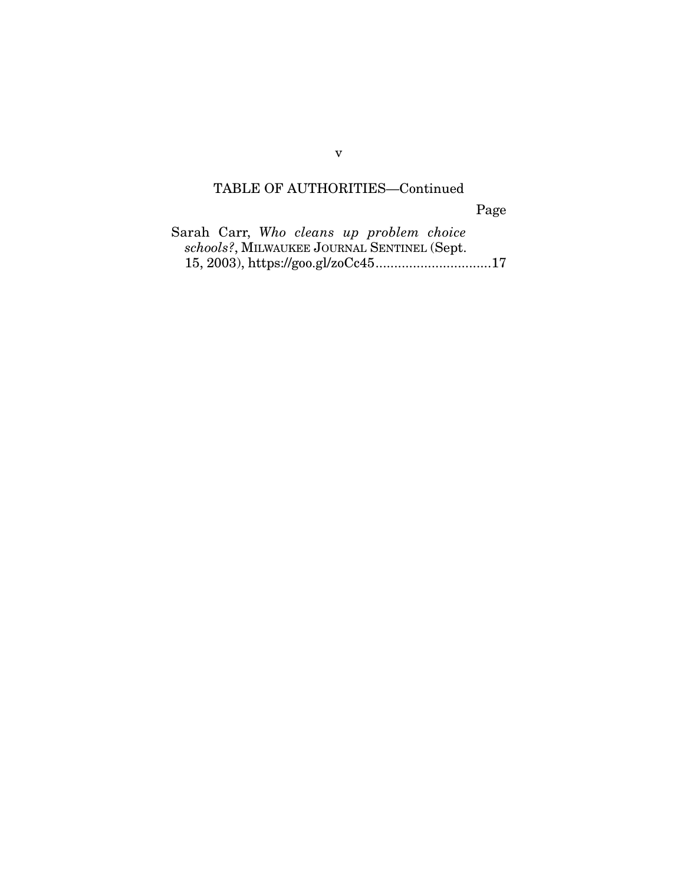TABLE OF AUTHORITIES—Continued

Page

Sarah Carr, *Who cleans up problem choice schools?*, MILWAUKEE JOURNAL SENTINEL (Sept. 15, 2003), https://goo.gl/zoCc45...............................17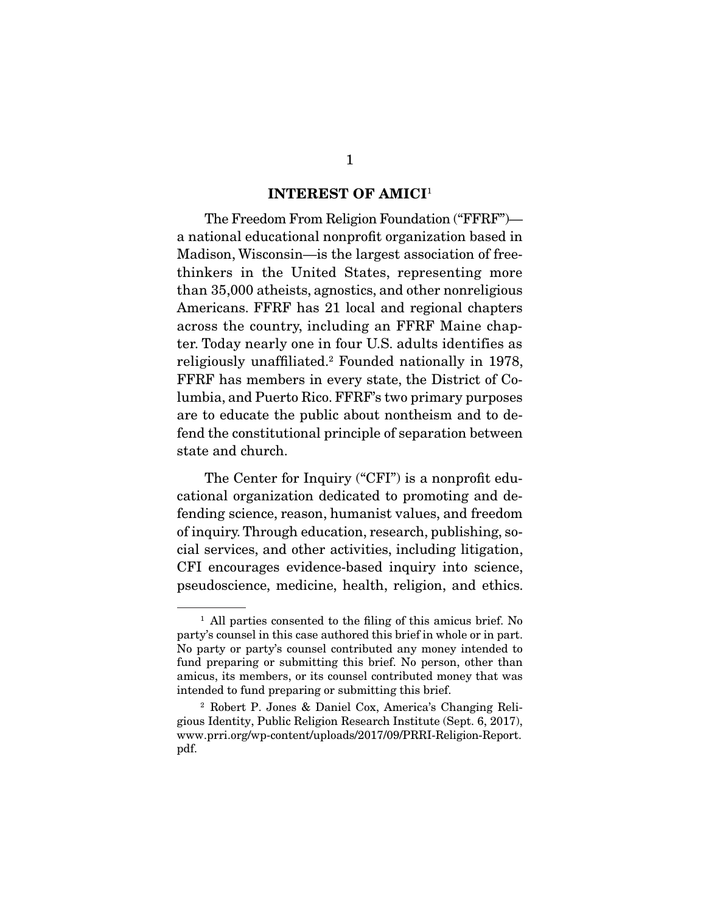## INTEREST OF AMICI[1]

The Freedom From Religion Foundation ("FFRF")—a national educational nonprofit organization based in Madison, Wisconsin—is the largest association of freethinkers in the United States, representing more than 35,000 atheists, agnostics, and other nonreligious Americans. FFRF has 21 local and regional chapters across the country, including an FFRF Maine chapter. Today nearly one in four U.S. adults identifies as religiously unaffiliated.[2] Founded nationally in 1978, FFRF has members in every state, the District of Columbia, and Puerto Rico. FFRF's two primary purposes are to educate the public about nontheism and to defend the constitutional principle of separation between state and church.

The Center for Inquiry ("CFI") is a nonprofit educational organization dedicated to promoting and defending science, reason, humanist values, and freedom of inquiry. Through education, research, publishing, social services, and other activities, including litigation, CFI encourages evidence-based inquiry into science, pseudoscience, medicine, health, religion, and ethics.

---

[1] All parties consented to the filing of this amicus brief. No party's counsel in this case authored this brief in whole or in part. No party or party's counsel contributed any money intended to fund preparing or submitting this brief. No person, other than amicus, its members, or its counsel contributed money that was intended to fund preparing or submitting this brief.

[2] Robert P. Jones & Daniel Cox, America's Changing Religious Identity, Public Religion Research Institute (Sept. 6, 2017), www.prri.org/wp-content/uploads/2017/09/PRRI-Religion-Report.pdf.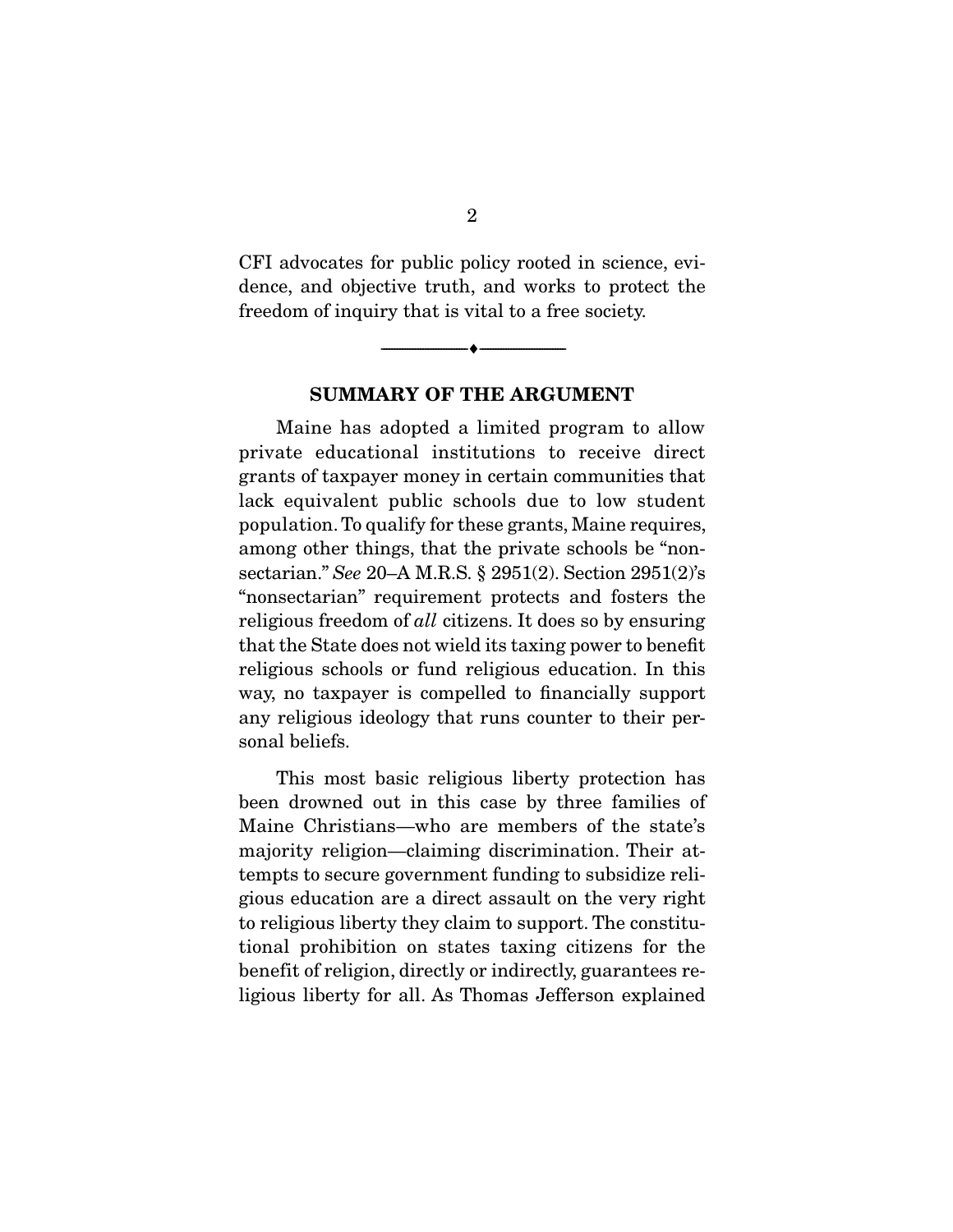CFI advocates for public policy rooted in science, evidence, and objective truth, and works to protect the freedom of inquiry that is vital to a free society.

---

## SUMMARY OF THE ARGUMENT

Maine has adopted a limited program to allow private educational institutions to receive direct grants of taxpayer money in certain communities that lack equivalent public schools due to low student population. To qualify for these grants, Maine requires, among other things, that the private schools be "nonsectarian." *See* 20–A M.R.S. § 2951(2). Section 2951(2)'s "nonsectarian" requirement protects and fosters the religious freedom of *all* citizens. It does so by ensuring that the State does not wield its taxing power to benefit religious schools or fund religious education. In this way, no taxpayer is compelled to financially support any religious ideology that runs counter to their personal beliefs.

This most basic religious liberty protection has been drowned out in this case by three families of Maine Christians—who are members of the state's majority religion—claiming discrimination. Their attempts to secure government funding to subsidize religious education are a direct assault on the very right to religious liberty they claim to support. The constitutional prohibition on states taxing citizens for the benefit of religion, directly or indirectly, guarantees religious liberty for all. As Thomas Jefferson explained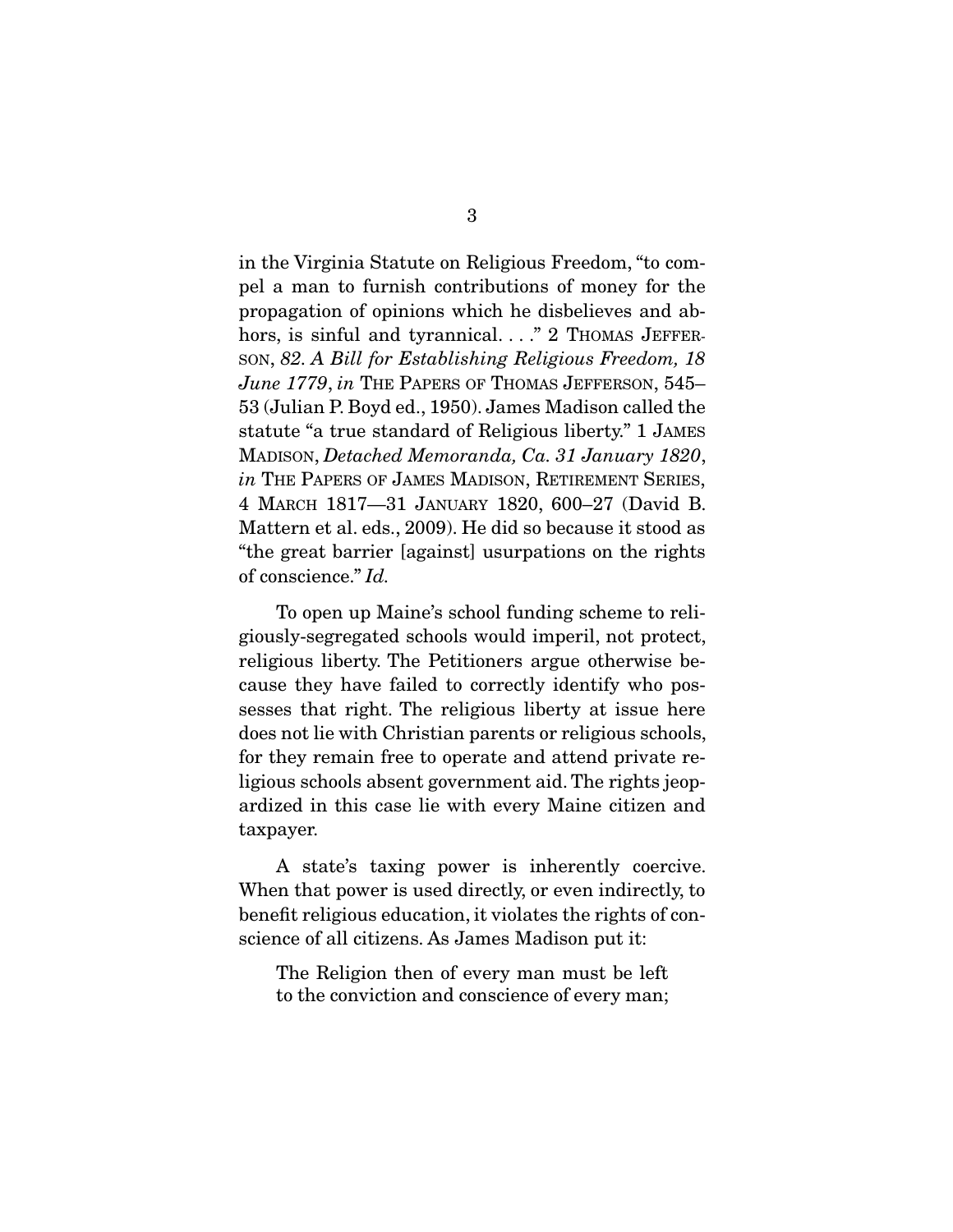in the Virginia Statute on Religious Freedom, "to compel a man to furnish contributions of money for the propagation of opinions which he disbelieves and abhors, is sinful and tyrannical. . . ." 2 THOMAS JEFFERSON, *82. A Bill for Establishing Religious Freedom, 18 June 1779*, *in* THE PAPERS OF THOMAS JEFFERSON, 545–53 (Julian P. Boyd ed., 1950). James Madison called the statute "a true standard of Religious liberty." 1 JAMES MADISON, *Detached Memoranda, Ca. 31 January 1820*, *in* THE PAPERS OF JAMES MADISON, RETIREMENT SERIES, 4 MARCH 1817—31 JANUARY 1820, 600–27 (David B. Mattern et al. eds., 2009). He did so because it stood as "the great barrier [against] usurpations on the rights of conscience." *Id.*

To open up Maine's school funding scheme to religiously-segregated schools would imperil, not protect, religious liberty. The Petitioners argue otherwise because they have failed to correctly identify who possesses that right. The religious liberty at issue here does not lie with Christian parents or religious schools, for they remain free to operate and attend private religious schools absent government aid. The rights jeopardized in this case lie with every Maine citizen and taxpayer.

A state's taxing power is inherently coercive. When that power is used directly, or even indirectly, to benefit religious education, it violates the rights of conscience of all citizens. As James Madison put it:

> The Religion then of every man must be left to the conviction and conscience of every man;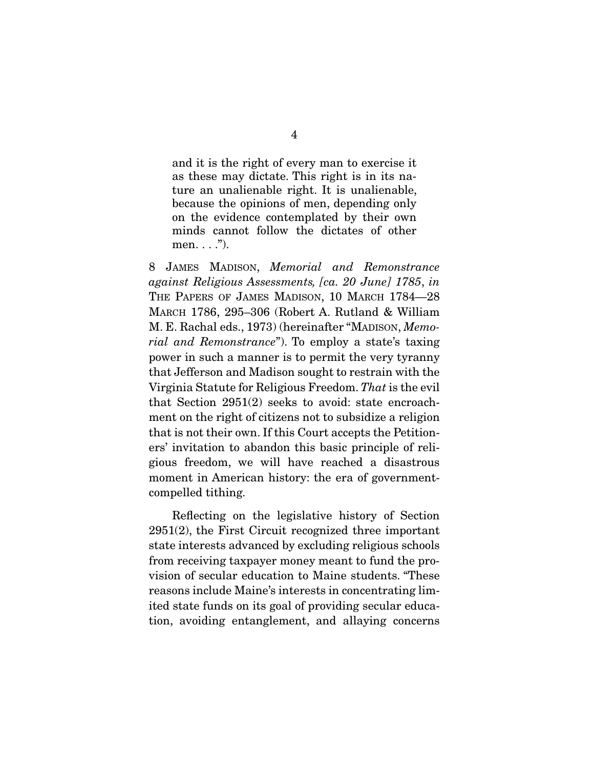> and it is the right of every man to exercise it as these may dictate. This right is in its nature an unalienable right. It is unalienable, because the opinions of men, depending only on the evidence contemplated by their own minds cannot follow the dictates of other men. . . .").

8 JAMES MADISON, *Memorial and Remonstrance against Religious Assessments, [ca. 20 June] 1785*, *in* THE PAPERS OF JAMES MADISON, 10 MARCH 1784—28 MARCH 1786, 295–306 (Robert A. Rutland & William M. E. Rachal eds., 1973) (hereinafter "MADISON, *Memorial and Remonstrance*"). To employ a state's taxing power in such a manner is to permit the very tyranny that Jefferson and Madison sought to restrain with the Virginia Statute for Religious Freedom. *That* is the evil that Section 2951(2) seeks to avoid: state encroachment on the right of citizens not to subsidize a religion that is not their own. If this Court accepts the Petitioners' invitation to abandon this basic principle of religious freedom, we will have reached a disastrous moment in American history: the era of government-compelled tithing.

Reflecting on the legislative history of Section 2951(2), the First Circuit recognized three important state interests advanced by excluding religious schools from receiving taxpayer money meant to fund the provision of secular education to Maine students. "These reasons include Maine's interests in concentrating limited state funds on its goal of providing secular education, avoiding entanglement, and allaying concerns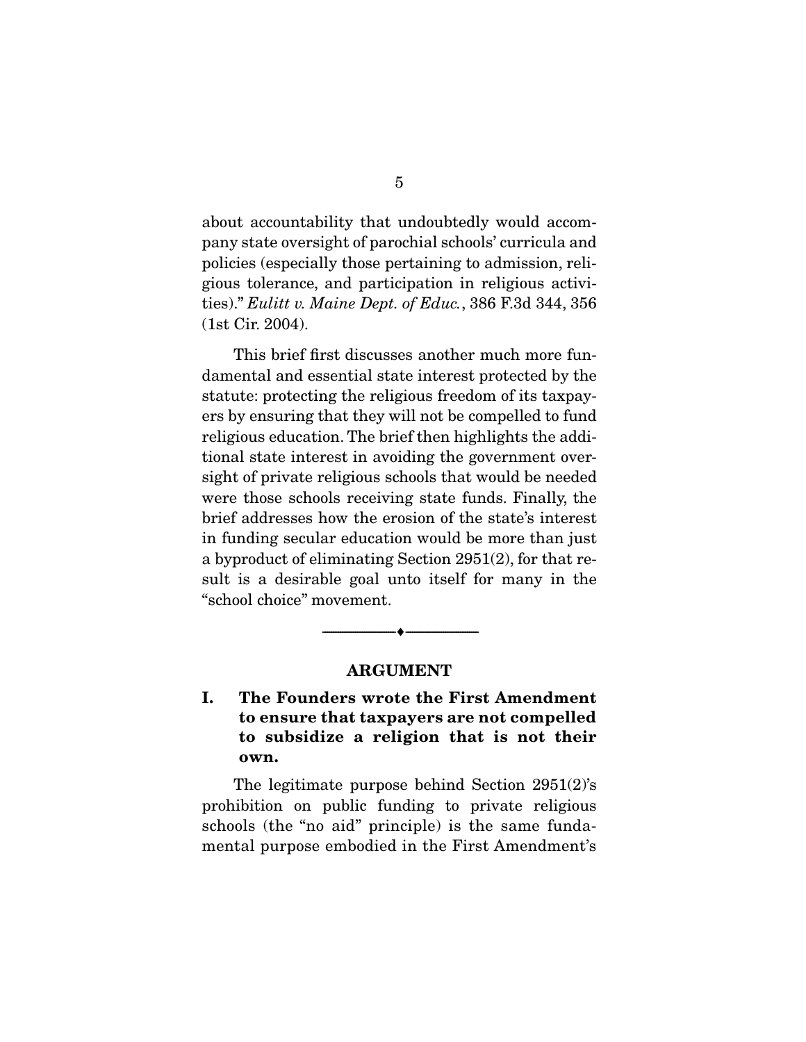about accountability that undoubtedly would accompany state oversight of parochial schools' curricula and policies (especially those pertaining to admission, religious tolerance, and participation in religious activities)." *Eulitt v. Maine Dept. of Educ.*, 386 F.3d 344, 356 (1st Cir. 2004).

This brief first discusses another much more fundamental and essential state interest protected by the statute: protecting the religious freedom of its taxpayers by ensuring that they will not be compelled to fund religious education. The brief then highlights the additional state interest in avoiding the government oversight of private religious schools that would be needed were those schools receiving state funds. Finally, the brief addresses how the erosion of the state's interest in funding secular education would be more than just a byproduct of eliminating Section 2951(2), for that result is a desirable goal unto itself for many in the "school choice" movement.

---

## ARGUMENT

### I. The Founders wrote the First Amendment to ensure that taxpayers are not compelled to subsidize a religion that is not their own.

The legitimate purpose behind Section 2951(2)'s prohibition on public funding to private religious schools (the "no aid" principle) is the same fundamental purpose embodied in the First Amendment's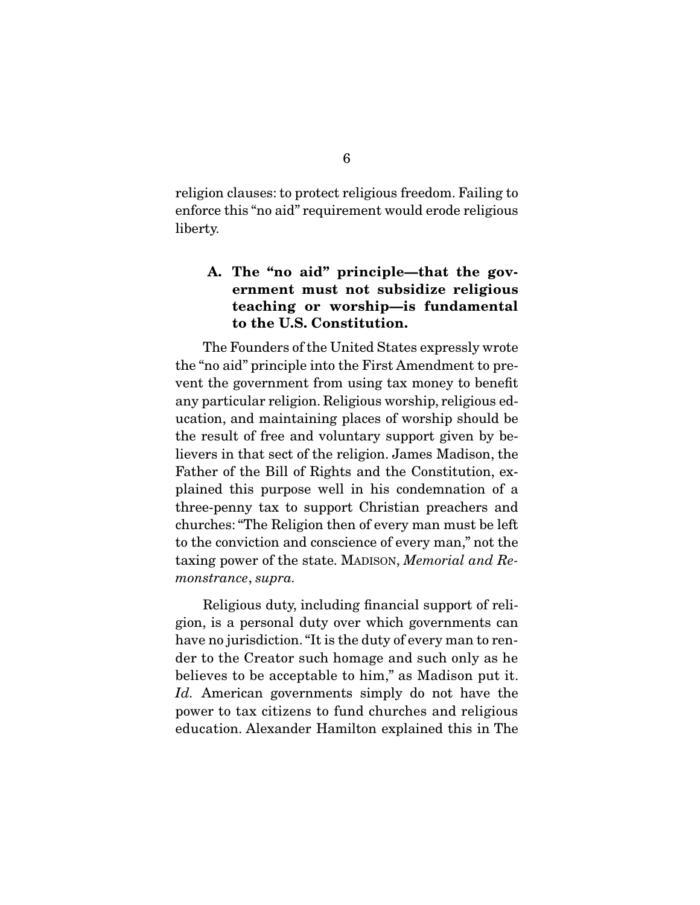religion clauses: to protect religious freedom. Failing to enforce this "no aid" requirement would erode religious liberty.

### A. The "no aid" principle—that the government must not subsidize religious teaching or worship—is fundamental to the U.S. Constitution.

The Founders of the United States expressly wrote the "no aid" principle into the First Amendment to prevent the government from using tax money to benefit any particular religion. Religious worship, religious education, and maintaining places of worship should be the result of free and voluntary support given by believers in that sect of the religion. James Madison, the Father of the Bill of Rights and the Constitution, explained this purpose well in his condemnation of a three-penny tax to support Christian preachers and churches: "The Religion then of every man must be left to the conviction and conscience of every man," not the taxing power of the state. MADISON, *Memorial and Remonstrance*, *supra*.

Religious duty, including financial support of religion, is a personal duty over which governments can have no jurisdiction. "It is the duty of every man to render to the Creator such homage and such only as he believes to be acceptable to him," as Madison put it. *Id.* American governments simply do not have the power to tax citizens to fund churches and religious education. Alexander Hamilton explained this in The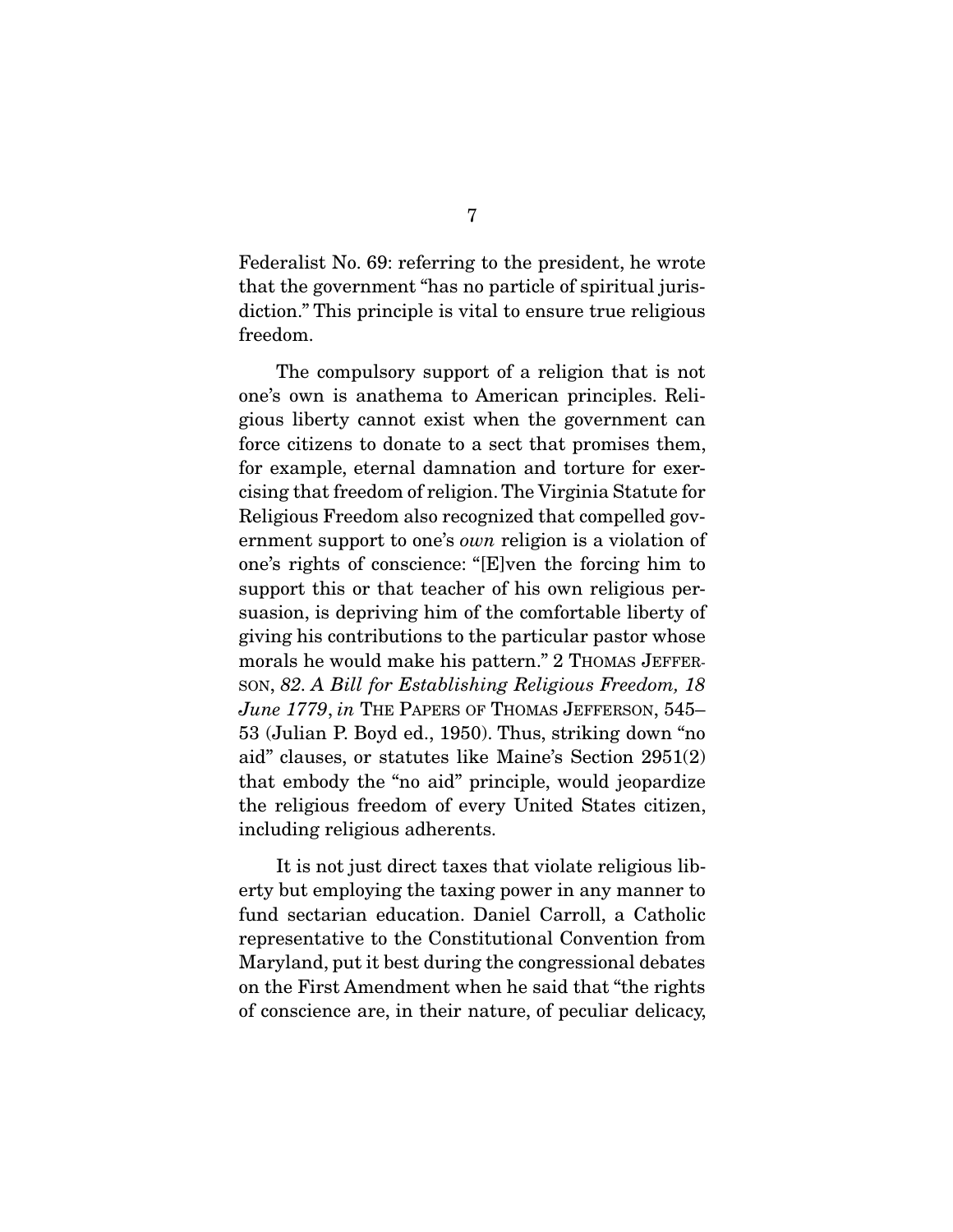Federalist No. 69: referring to the president, he wrote that the government "has no particle of spiritual jurisdiction." This principle is vital to ensure true religious freedom.

The compulsory support of a religion that is not one's own is anathema to American principles. Religious liberty cannot exist when the government can force citizens to donate to a sect that promises them, for example, eternal damnation and torture for exercising that freedom of religion. The Virginia Statute for Religious Freedom also recognized that compelled government support to one's *own* religion is a violation of one's rights of conscience: "[E]ven the forcing him to support this or that teacher of his own religious persuasion, is depriving him of the comfortable liberty of giving his contributions to the particular pastor whose morals he would make his pattern." 2 THOMAS JEFFERSON, *82. A Bill for Establishing Religious Freedom, 18 June 1779*, *in* THE PAPERS OF THOMAS JEFFERSON, 545–53 (Julian P. Boyd ed., 1950). Thus, striking down "no aid" clauses, or statutes like Maine's Section 2951(2) that embody the "no aid" principle, would jeopardize the religious freedom of every United States citizen, including religious adherents.

It is not just direct taxes that violate religious liberty but employing the taxing power in any manner to fund sectarian education. Daniel Carroll, a Catholic representative to the Constitutional Convention from Maryland, put it best during the congressional debates on the First Amendment when he said that "the rights of conscience are, in their nature, of peculiar delicacy,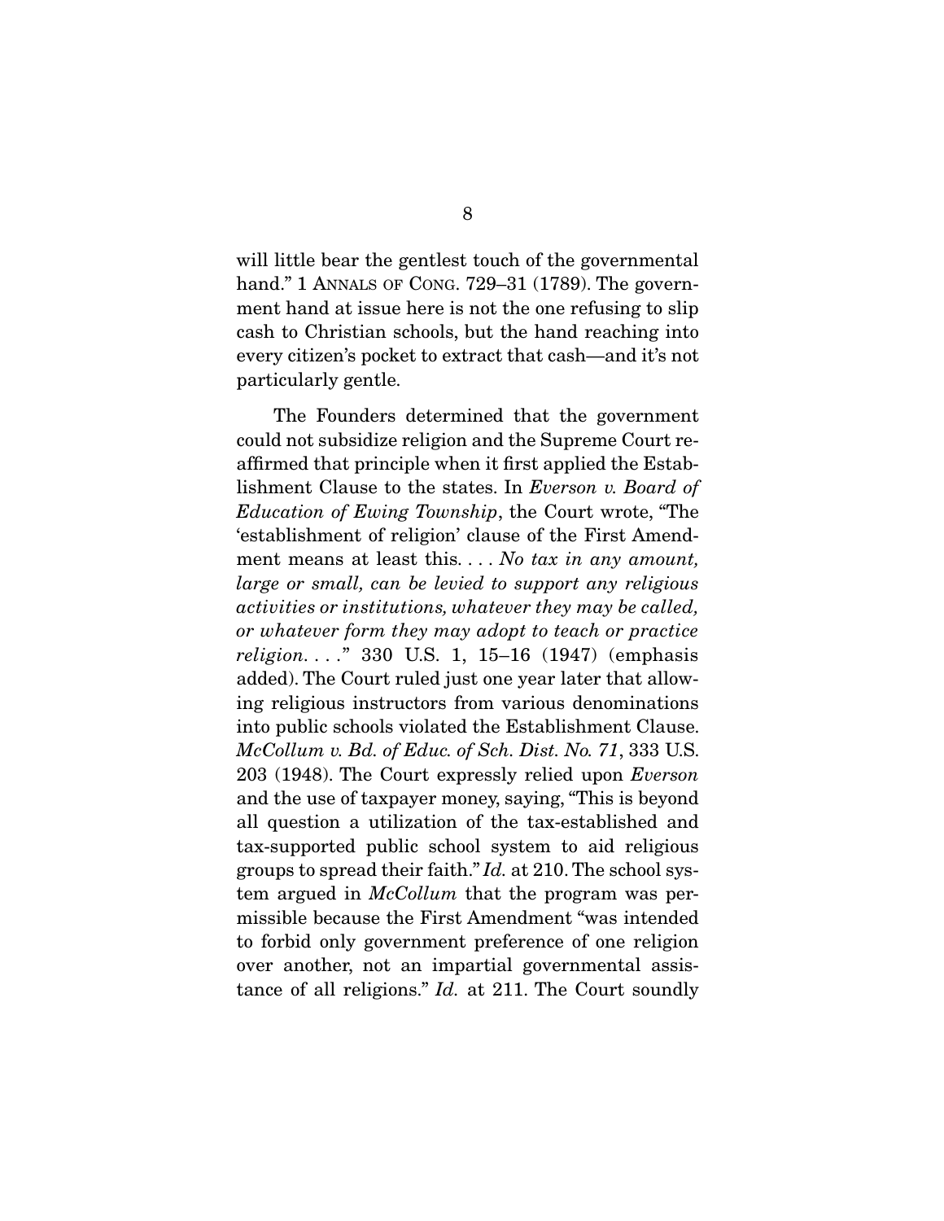will little bear the gentlest touch of the governmental hand." 1 ANNALS OF CONG. 729–31 (1789). The government hand at issue here is not the one refusing to slip cash to Christian schools, but the hand reaching into every citizen's pocket to extract that cash—and it's not particularly gentle.

The Founders determined that the government could not subsidize religion and the Supreme Court reaffirmed that principle when it first applied the Establishment Clause to the states. In *Everson v. Board of Education of Ewing Township*, the Court wrote, "The 'establishment of religion' clause of the First Amendment means at least this. . . . *No tax in any amount, large or small, can be levied to support any religious activities or institutions, whatever they may be called, or whatever form they may adopt to teach or practice religion*. . . ." 330 U.S. 1, 15–16 (1947) (emphasis added). The Court ruled just one year later that allowing religious instructors from various denominations into public schools violated the Establishment Clause. *McCollum v. Bd. of Educ. of Sch. Dist. No. 71*, 333 U.S. 203 (1948). The Court expressly relied upon *Everson* and the use of taxpayer money, saying, "This is beyond all question a utilization of the tax-established and tax-supported public school system to aid religious groups to spread their faith." *Id.* at 210. The school system argued in *McCollum* that the program was permissible because the First Amendment "was intended to forbid only government preference of one religion over another, not an impartial governmental assistance of all religions." *Id.* at 211. The Court soundly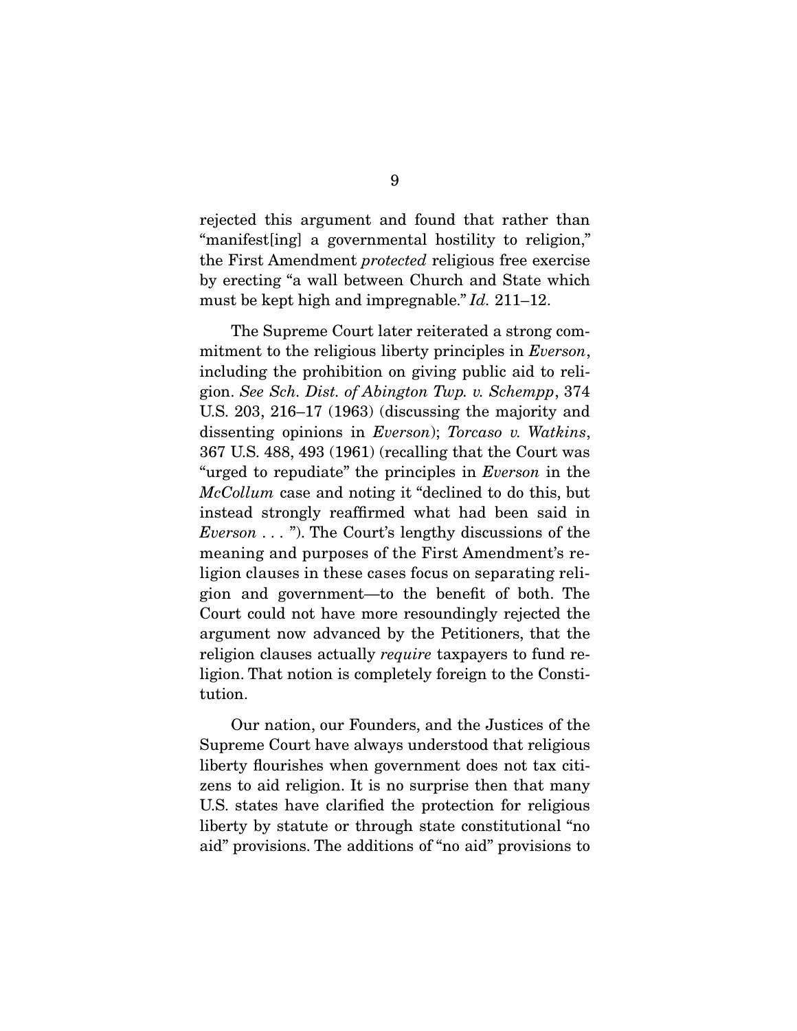rejected this argument and found that rather than "manifest[ing] a governmental hostility to religion," the First Amendment *protected* religious free exercise by erecting "a wall between Church and State which must be kept high and impregnable." *Id.* 211–12.

The Supreme Court later reiterated a strong commitment to the religious liberty principles in *Everson*, including the prohibition on giving public aid to religion. *See Sch. Dist. of Abington Twp. v. Schempp*, 374 U.S. 203, 216–17 (1963) (discussing the majority and dissenting opinions in *Everson*); *Torcaso v. Watkins*, 367 U.S. 488, 493 (1961) (recalling that the Court was "urged to repudiate" the principles in *Everson* in the *McCollum* case and noting it "declined to do this, but instead strongly reaffirmed what had been said in *Everson* . . . "). The Court's lengthy discussions of the meaning and purposes of the First Amendment's religion clauses in these cases focus on separating religion and government—to the benefit of both. The Court could not have more resoundingly rejected the argument now advanced by the Petitioners, that the religion clauses actually *require* taxpayers to fund religion. That notion is completely foreign to the Constitution.

Our nation, our Founders, and the Justices of the Supreme Court have always understood that religious liberty flourishes when government does not tax citizens to aid religion. It is no surprise then that many U.S. states have clarified the protection for religious liberty by statute or through state constitutional "no aid" provisions. The additions of "no aid" provisions to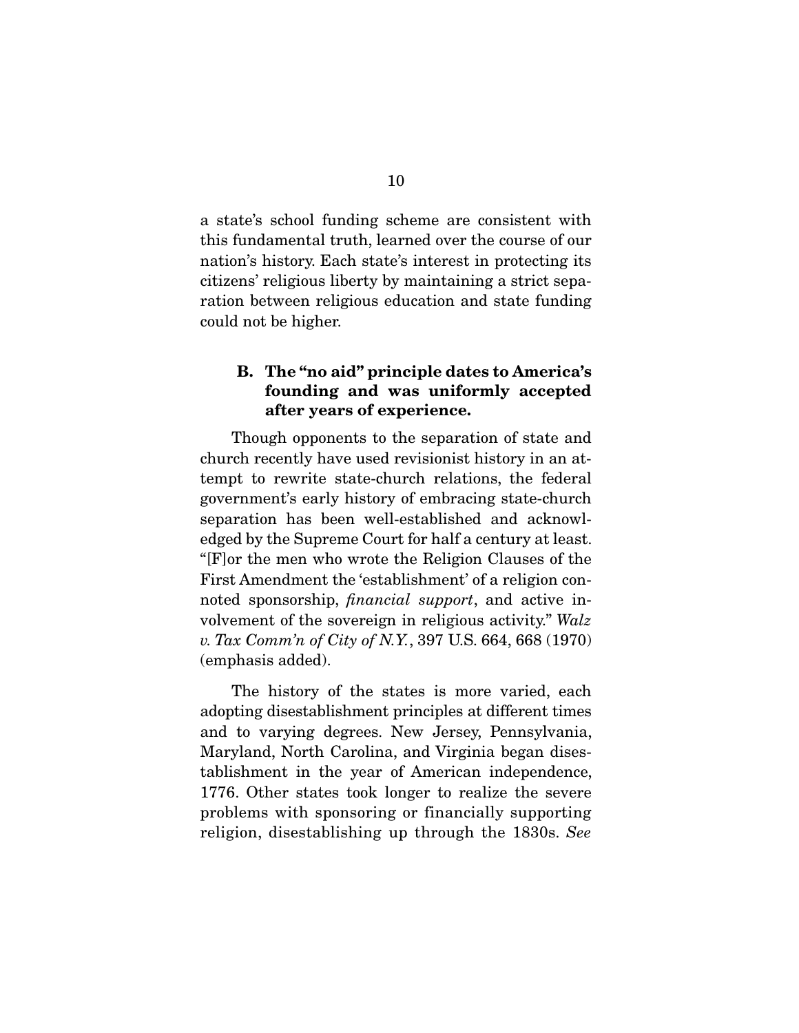a state's school funding scheme are consistent with this fundamental truth, learned over the course of our nation's history. Each state's interest in protecting its citizens' religious liberty by maintaining a strict separation between religious education and state funding could not be higher.

### B. The "no aid" principle dates to America's founding and was uniformly accepted after years of experience.

Though opponents to the separation of state and church recently have used revisionist history in an attempt to rewrite state-church relations, the federal government's early history of embracing state-church separation has been well-established and acknowledged by the Supreme Court for half a century at least. "[F]or the men who wrote the Religion Clauses of the First Amendment the 'establishment' of a religion connoted sponsorship, *financial support*, and active involvement of the sovereign in religious activity." *Walz v. Tax Comm'n of City of N.Y.*, 397 U.S. 664, 668 (1970) (emphasis added).

The history of the states is more varied, each adopting disestablishment principles at different times and to varying degrees. New Jersey, Pennsylvania, Maryland, North Carolina, and Virginia began disestablishment in the year of American independence, 1776. Other states took longer to realize the severe problems with sponsoring or financially supporting religion, disestablishing up through the 1830s. *See*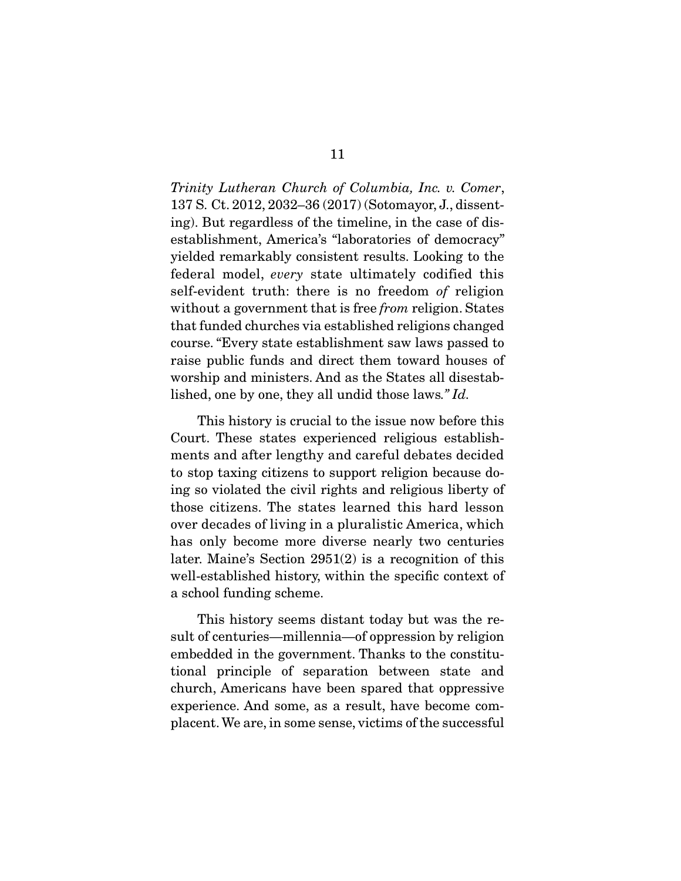*Trinity Lutheran Church of Columbia, Inc. v. Comer*, 137 S. Ct. 2012, 2032–36 (2017) (Sotomayor, J., dissenting). But regardless of the timeline, in the case of disestablishment, America's "laboratories of democracy" yielded remarkably consistent results. Looking to the federal model, *every* state ultimately codified this self-evident truth: there is no freedom *of* religion without a government that is free *from* religion. States that funded churches via established religions changed course. "Every state establishment saw laws passed to raise public funds and direct them toward houses of worship and ministers. And as the States all disestablished, one by one, they all undid those laws*." Id*.

This history is crucial to the issue now before this Court. These states experienced religious establishments and after lengthy and careful debates decided to stop taxing citizens to support religion because doing so violated the civil rights and religious liberty of those citizens. The states learned this hard lesson over decades of living in a pluralistic America, which has only become more diverse nearly two centuries later. Maine's Section 2951(2) is a recognition of this well-established history, within the specific context of a school funding scheme.

This history seems distant today but was the result of centuries—millennia—of oppression by religion embedded in the government. Thanks to the constitutional principle of separation between state and church, Americans have been spared that oppressive experience. And some, as a result, have become complacent. We are, in some sense, victims of the successful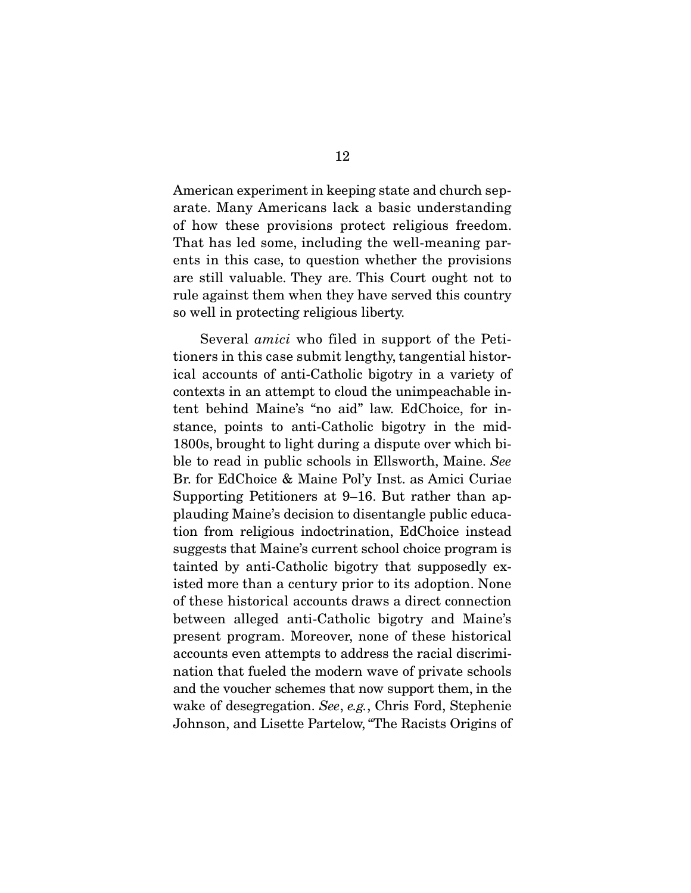American experiment in keeping state and church separate. Many Americans lack a basic understanding of how these provisions protect religious freedom. That has led some, including the well-meaning parents in this case, to question whether the provisions are still valuable. They are. This Court ought not to rule against them when they have served this country so well in protecting religious liberty.

Several *amici* who filed in support of the Petitioners in this case submit lengthy, tangential historical accounts of anti-Catholic bigotry in a variety of contexts in an attempt to cloud the unimpeachable intent behind Maine's "no aid" law. EdChoice, for instance, points to anti-Catholic bigotry in the mid-1800s, brought to light during a dispute over which bible to read in public schools in Ellsworth, Maine. *See* Br. for EdChoice & Maine Pol'y Inst. as Amici Curiae Supporting Petitioners at 9–16. But rather than applauding Maine's decision to disentangle public education from religious indoctrination, EdChoice instead suggests that Maine's current school choice program is tainted by anti-Catholic bigotry that supposedly existed more than a century prior to its adoption. None of these historical accounts draws a direct connection between alleged anti-Catholic bigotry and Maine's present program. Moreover, none of these historical accounts even attempts to address the racial discrimination that fueled the modern wave of private schools and the voucher schemes that now support them, in the wake of desegregation. *See*, *e.g.*, Chris Ford, Stephenie Johnson, and Lisette Partelow, "The Racists Origins of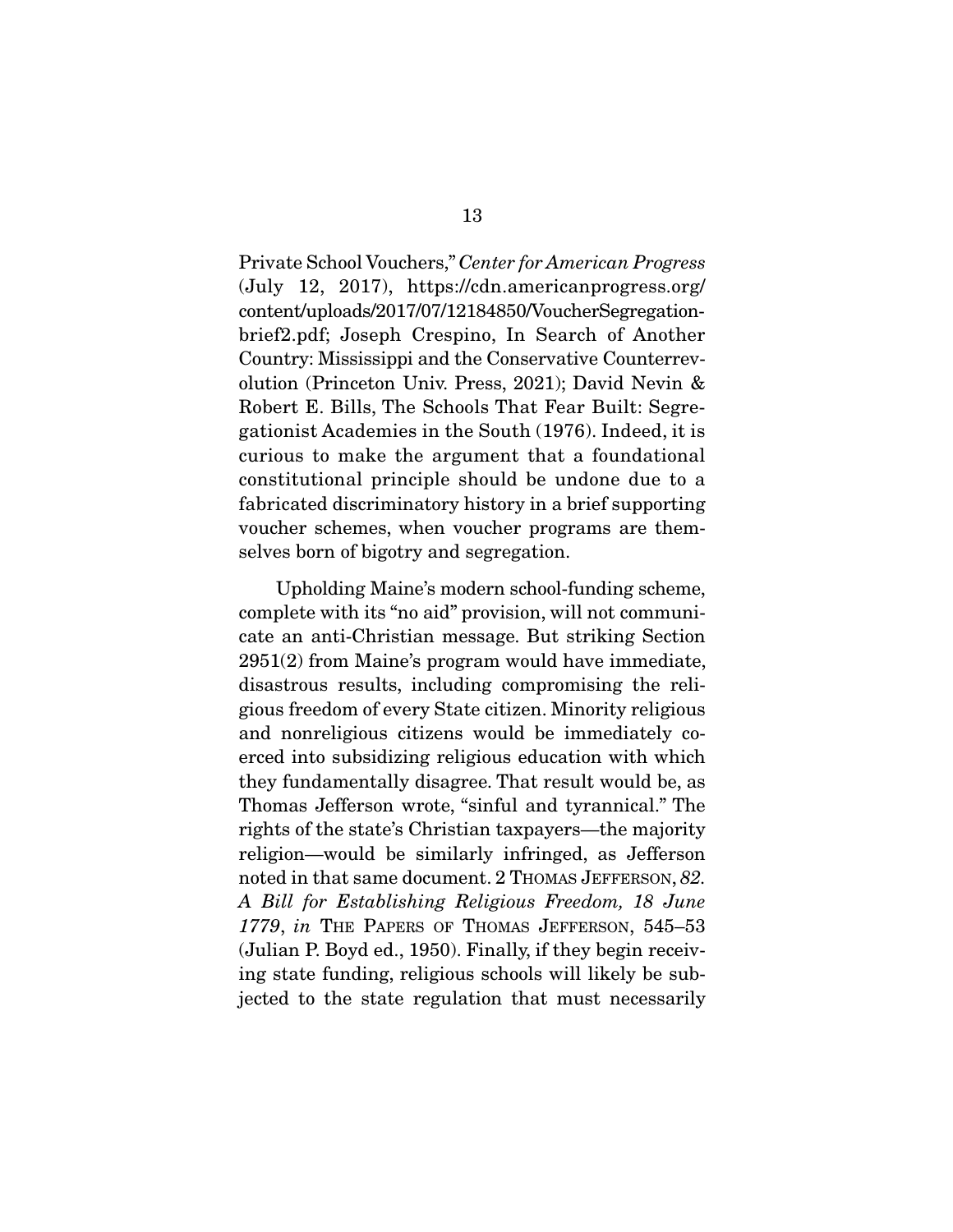Private School Vouchers," *Center for American Progress* (July 12, 2017), https://cdn.americanprogress.org/content/uploads/2017/07/12184850/VoucherSegregation-brief2.pdf; Joseph Crespino, In Search of Another Country: Mississippi and the Conservative Counterrevolution (Princeton Univ. Press, 2021); David Nevin & Robert E. Bills, The Schools That Fear Built: Segregationist Academies in the South (1976). Indeed, it is curious to make the argument that a foundational constitutional principle should be undone due to a fabricated discriminatory history in a brief supporting voucher schemes, when voucher programs are themselves born of bigotry and segregation.

Upholding Maine's modern school-funding scheme, complete with its "no aid" provision, will not communicate an anti-Christian message. But striking Section 2951(2) from Maine's program would have immediate, disastrous results, including compromising the religious freedom of every State citizen. Minority religious and nonreligious citizens would be immediately coerced into subsidizing religious education with which they fundamentally disagree. That result would be, as Thomas Jefferson wrote, "sinful and tyrannical." The rights of the state's Christian taxpayers—the majority religion—would be similarly infringed, as Jefferson noted in that same document. 2 THOMAS JEFFERSON, *82. A Bill for Establishing Religious Freedom, 18 June 1779*, *in* THE PAPERS OF THOMAS JEFFERSON, 545–53 (Julian P. Boyd ed., 1950). Finally, if they begin receiving state funding, religious schools will likely be subjected to the state regulation that must necessarily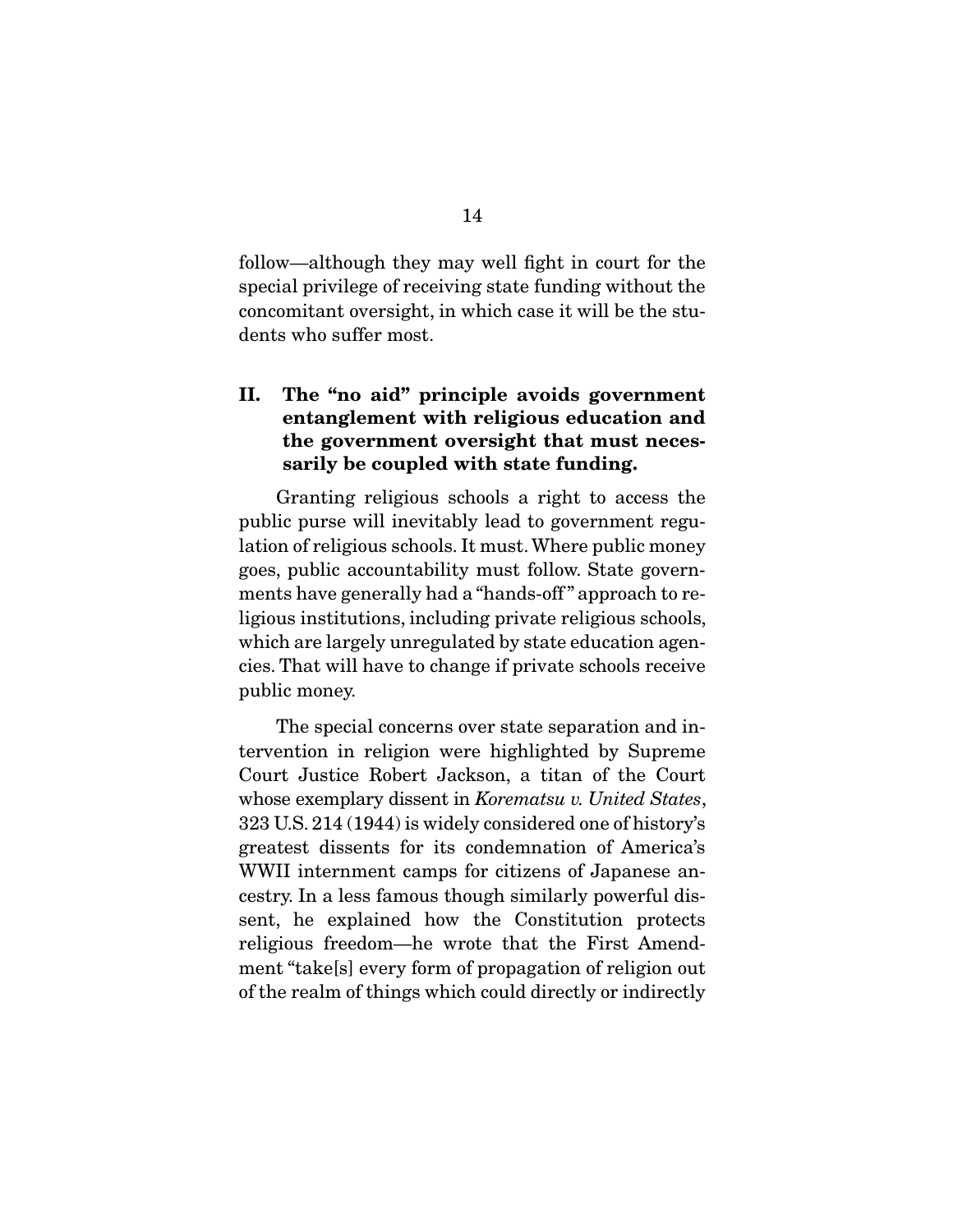follow—although they may well fight in court for the special privilege of receiving state funding without the concomitant oversight, in which case it will be the students who suffer most.

## II. The "no aid" principle avoids government entanglement with religious education and the government oversight that must necessarily be coupled with state funding.

Granting religious schools a right to access the public purse will inevitably lead to government regulation of religious schools. It must. Where public money goes, public accountability must follow. State governments have generally had a "hands-off" approach to religious institutions, including private religious schools, which are largely unregulated by state education agencies. That will have to change if private schools receive public money.

The special concerns over state separation and intervention in religion were highlighted by Supreme Court Justice Robert Jackson, a titan of the Court whose exemplary dissent in *Korematsu v. United States*, 323 U.S. 214 (1944) is widely considered one of history's greatest dissents for its condemnation of America's WWII internment camps for citizens of Japanese ancestry. In a less famous though similarly powerful dissent, he explained how the Constitution protects religious freedom—he wrote that the First Amendment "take[s] every form of propagation of religion out of the realm of things which could directly or indirectly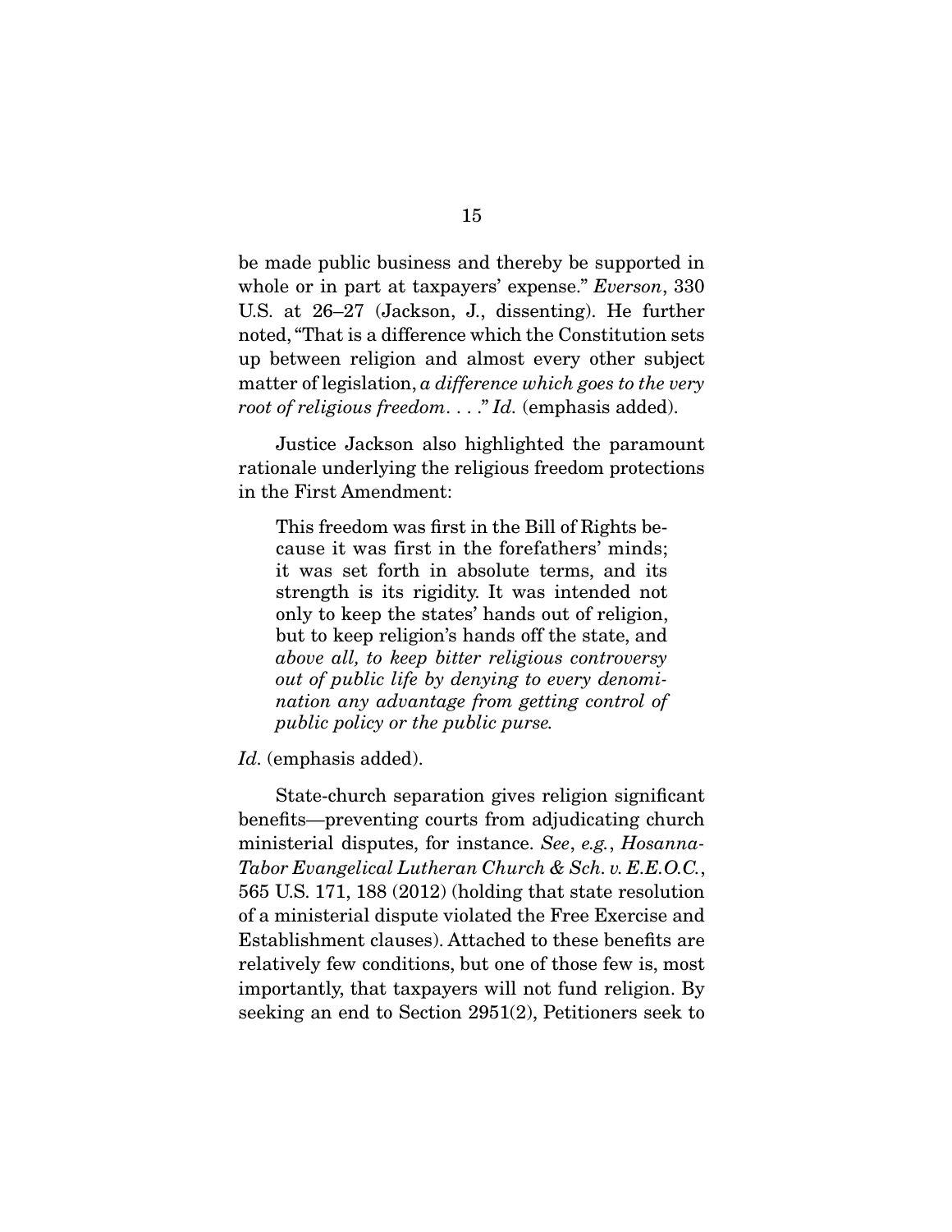be made public business and thereby be supported in whole or in part at taxpayers' expense." *Everson*, 330 U.S. at 26–27 (Jackson, J., dissenting). He further noted, "That is a difference which the Constitution sets up between religion and almost every other subject matter of legislation, *a difference which goes to the very root of religious freedom*. . . ." *Id.* (emphasis added).

Justice Jackson also highlighted the paramount rationale underlying the religious freedom protections in the First Amendment:

> This freedom was first in the Bill of Rights because it was first in the forefathers' minds; it was set forth in absolute terms, and its strength is its rigidity. It was intended not only to keep the states' hands out of religion, but to keep religion's hands off the state, and *above all, to keep bitter religious controversy out of public life by denying to every denomination any advantage from getting control of public policy or the public purse.*

*Id.* (emphasis added).

State-church separation gives religion significant benefits—preventing courts from adjudicating church ministerial disputes, for instance. *See*, *e.g.*, *Hosanna-Tabor Evangelical Lutheran Church & Sch. v. E.E.O.C.*, 565 U.S. 171, 188 (2012) (holding that state resolution of a ministerial dispute violated the Free Exercise and Establishment clauses). Attached to these benefits are relatively few conditions, but one of those few is, most importantly, that taxpayers will not fund religion. By seeking an end to Section 2951(2), Petitioners seek to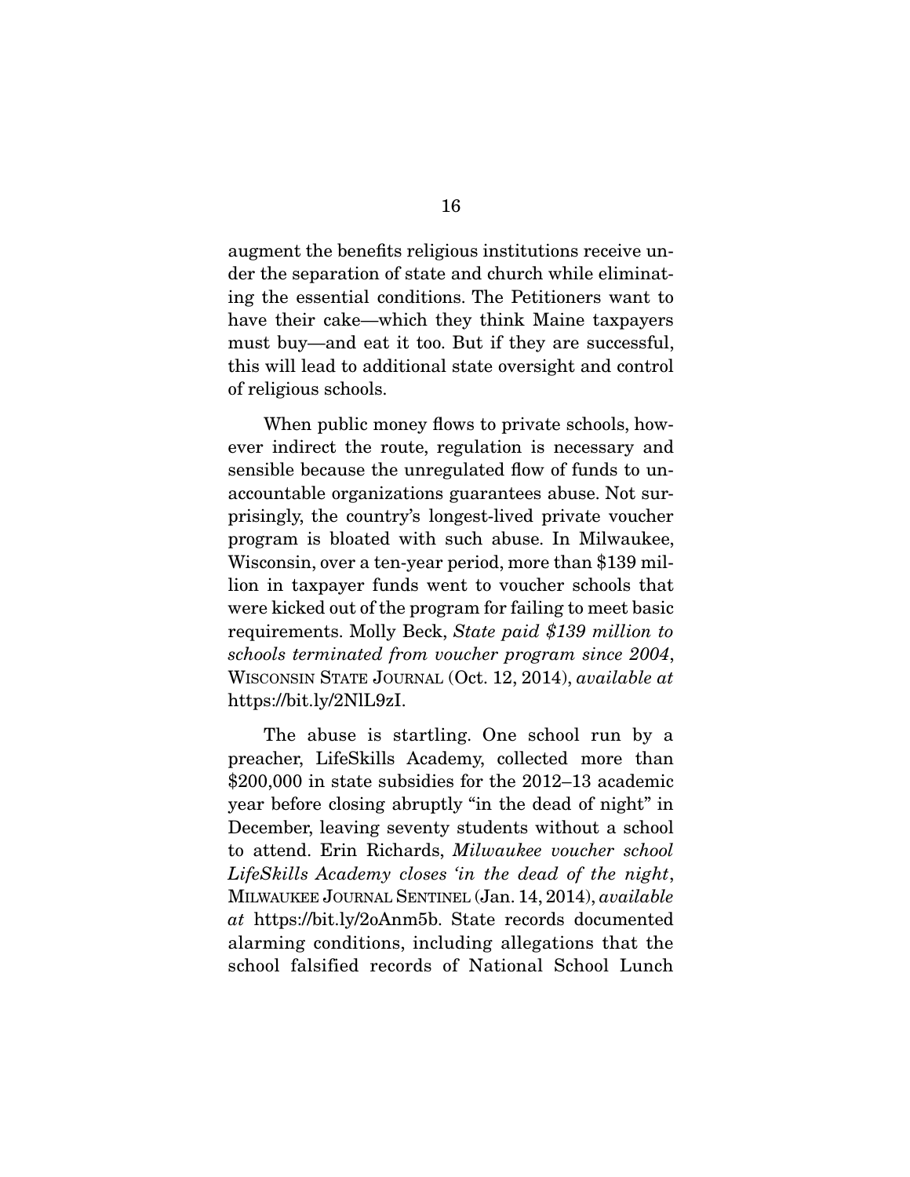augment the benefits religious institutions receive under the separation of state and church while eliminating the essential conditions. The Petitioners want to have their cake—which they think Maine taxpayers must buy—and eat it too. But if they are successful, this will lead to additional state oversight and control of religious schools.

When public money flows to private schools, however indirect the route, regulation is necessary and sensible because the unregulated flow of funds to unaccountable organizations guarantees abuse. Not surprisingly, the country's longest-lived private voucher program is bloated with such abuse. In Milwaukee, Wisconsin, over a ten-year period, more than $139 million in taxpayer funds went to voucher schools that were kicked out of the program for failing to meet basic requirements. Molly Beck, *State paid $139 million to schools terminated from voucher program since 2004*, WISCONSIN STATE JOURNAL (Oct. 12, 2014), *available at* https://bit.ly/2NlL9zI.

The abuse is startling. One school run by a preacher, LifeSkills Academy, collected more than $200,000 in state subsidies for the 2012–13 academic year before closing abruptly "in the dead of night" in December, leaving seventy students without a school to attend. Erin Richards, *Milwaukee voucher school LifeSkills Academy closes 'in the dead of the night*, MILWAUKEE JOURNAL SENTINEL (Jan. 14, 2014), *available at* https://bit.ly/2oAnm5b. State records documented alarming conditions, including allegations that the school falsified records of National School Lunch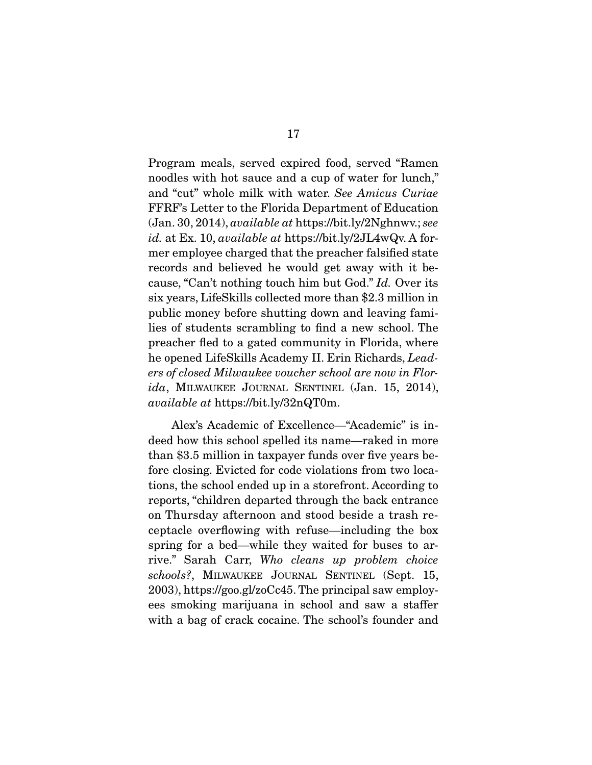Program meals, served expired food, served "Ramen noodles with hot sauce and a cup of water for lunch," and "cut" whole milk with water. *See Amicus Curiae* FFRF's Letter to the Florida Department of Education (Jan. 30, 2014), *available at* https://bit.ly/2Nghnwv.; *see id.* at Ex. 10, *available at* https://bit.ly/2JL4wQv. A former employee charged that the preacher falsified state records and believed he would get away with it because, "Can't nothing touch him but God." *Id.* Over its six years, LifeSkills collected more than $2.3 million in public money before shutting down and leaving families of students scrambling to find a new school. The preacher fled to a gated community in Florida, where he opened LifeSkills Academy II. Erin Richards, *Leaders of closed Milwaukee voucher school are now in Florida*, MILWAUKEE JOURNAL SENTINEL (Jan. 15, 2014), *available at* https://bit.ly/32nQT0m.

Alex's Academic of Excellence—"Academic" is indeed how this school spelled its name—raked in more than $3.5 million in taxpayer funds over five years before closing. Evicted for code violations from two locations, the school ended up in a storefront. According to reports, "children departed through the back entrance on Thursday afternoon and stood beside a trash receptacle overflowing with refuse—including the box spring for a bed—while they waited for buses to arrive." Sarah Carr, *Who cleans up problem choice schools?*, MILWAUKEE JOURNAL SENTINEL (Sept. 15, 2003), https://goo.gl/zoCc45. The principal saw employees smoking marijuana in school and saw a staffer with a bag of crack cocaine. The school's founder and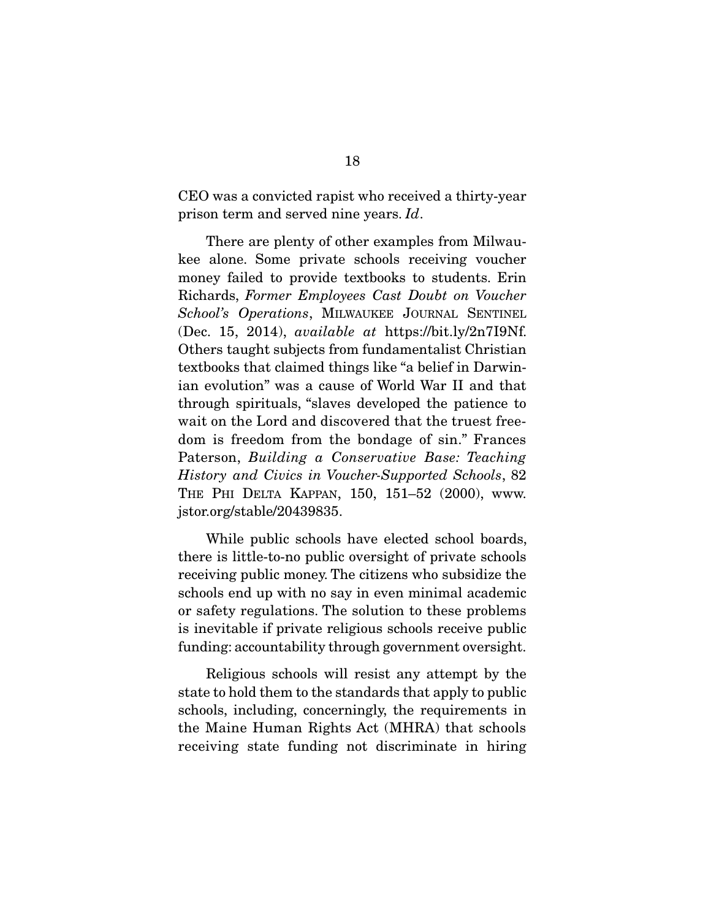CEO was a convicted rapist who received a thirty-year prison term and served nine years. *Id*.

There are plenty of other examples from Milwaukee alone. Some private schools receiving voucher money failed to provide textbooks to students. Erin Richards, *Former Employees Cast Doubt on Voucher School's Operations*, MILWAUKEE JOURNAL SENTINEL (Dec. 15, 2014), *available at* https://bit.ly/2n7I9Nf. Others taught subjects from fundamentalist Christian textbooks that claimed things like "a belief in Darwinian evolution" was a cause of World War II and that through spirituals, "slaves developed the patience to wait on the Lord and discovered that the truest freedom is freedom from the bondage of sin." Frances Paterson, *Building a Conservative Base: Teaching History and Civics in Voucher-Supported Schools*, 82 THE PHI DELTA KAPPAN, 150, 151–52 (2000), www.jstor.org/stable/20439835.

While public schools have elected school boards, there is little-to-no public oversight of private schools receiving public money. The citizens who subsidize the schools end up with no say in even minimal academic or safety regulations. The solution to these problems is inevitable if private religious schools receive public funding: accountability through government oversight.

Religious schools will resist any attempt by the state to hold them to the standards that apply to public schools, including, concerningly, the requirements in the Maine Human Rights Act (MHRA) that schools receiving state funding not discriminate in hiring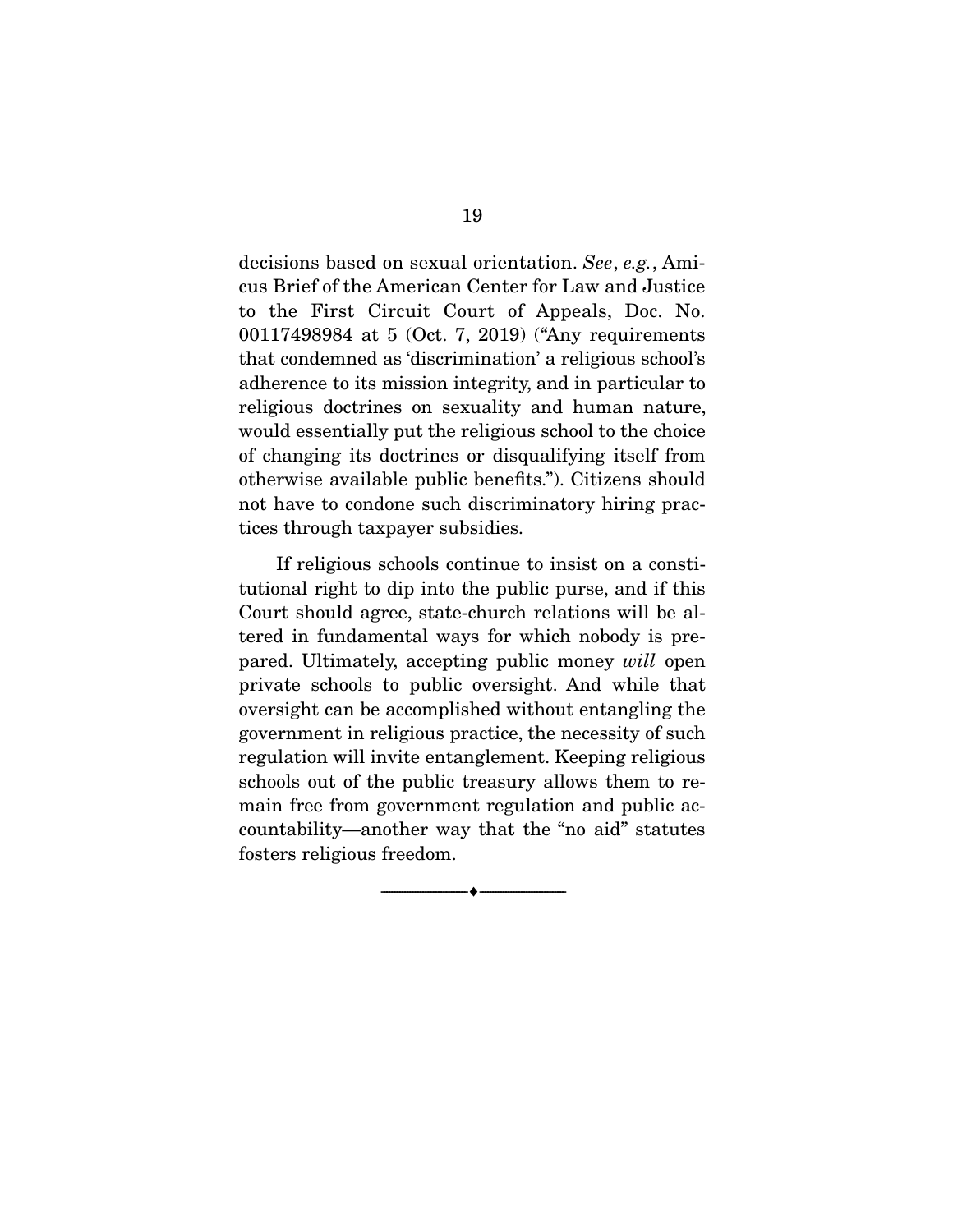decisions based on sexual orientation. *See*, *e.g.*, Amicus Brief of the American Center for Law and Justice to the First Circuit Court of Appeals, Doc. No. 00117498984 at 5 (Oct. 7, 2019) ("Any requirements that condemned as 'discrimination' a religious school's adherence to its mission integrity, and in particular to religious doctrines on sexuality and human nature, would essentially put the religious school to the choice of changing its doctrines or disqualifying itself from otherwise available public benefits."). Citizens should not have to condone such discriminatory hiring practices through taxpayer subsidies.

If religious schools continue to insist on a constitutional right to dip into the public purse, and if this Court should agree, state-church relations will be altered in fundamental ways for which nobody is prepared. Ultimately, accepting public money *will* open private schools to public oversight. And while that oversight can be accomplished without entangling the government in religious practice, the necessity of such regulation will invite entanglement. Keeping religious schools out of the public treasury allows them to remain free from government regulation and public accountability—another way that the "no aid" statutes fosters religious freedom.

---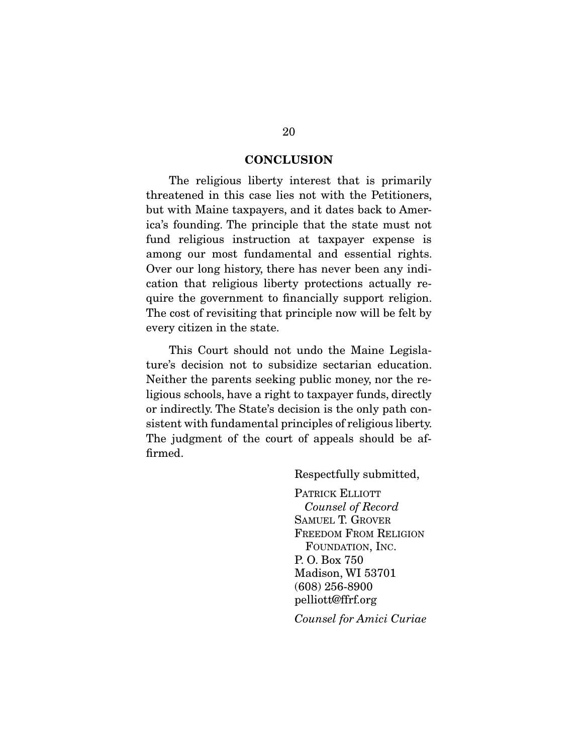## CONCLUSION

The religious liberty interest that is primarily threatened in this case lies not with the Petitioners, but with Maine taxpayers, and it dates back to America's founding. The principle that the state must not fund religious instruction at taxpayer expense is among our most fundamental and essential rights. Over our long history, there has never been any indication that religious liberty protections actually require the government to financially support religion. The cost of revisiting that principle now will be felt by every citizen in the state.

This Court should not undo the Maine Legislature's decision not to subsidize sectarian education. Neither the parents seeking public money, nor the religious schools, have a right to taxpayer funds, directly or indirectly. The State's decision is the only path consistent with fundamental principles of religious liberty. The judgment of the court of appeals should be affirmed.

Respectfully submitted,

PATRICK ELLIOTT
*Counsel of Record*
SAMUEL T. GROVER
FREEDOM FROM RELIGION FOUNDATION, INC.
P. O. Box 750
Madison, WI 53701
(608) 256-8900
pelliott@ffrf.org

*Counsel for Amici Curiae*